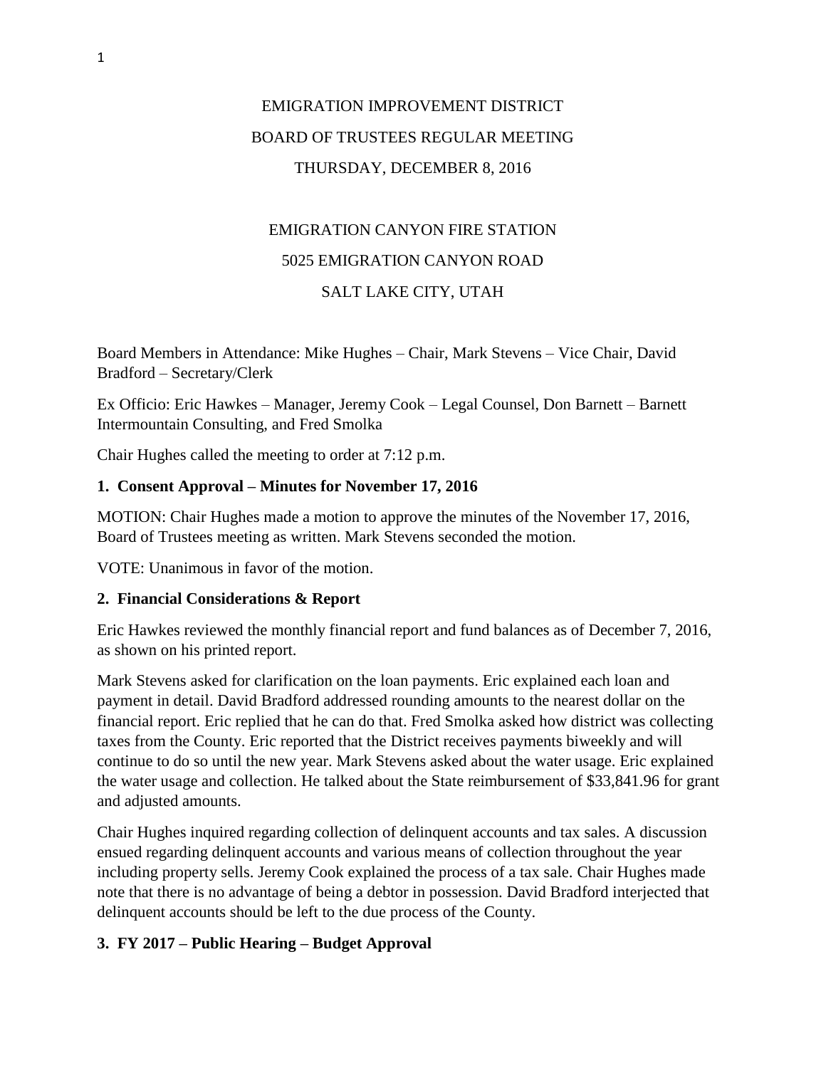# EMIGRATION IMPROVEMENT DISTRICT

## BOARD OF TRUSTEES REGULAR MEETING

## THURSDAY, DECEMBER 8, 2016

EMIGRATION CANYON FIRE STATION

5025 EMIGRATION CANYON ROAD

SALT LAKE CITY, UTAH

Board Members in Attendance: Mike Hughes – Chair, Mark Stevens – Vice Chair, David Bradford – Secretary/Clerk

Ex Officio: Eric Hawkes – Manager, Jeremy Cook – Legal Counsel, Don Barnett – Barnett Intermountain Consulting, and Fred Smolka

Chair Hughes called the meeting to order at 7:12 p.m.

**1. Consent Approval – Minutes for November 17, 2016**

MOTION: Chair Hughes made a motion to approve the minutes of the November 17, 2016, Board of Trustees meeting as written. Mark Stevens seconded the motion.

VOTE: Unanimous in favor of the motion.

**2. Financial Considerations & Report**

Eric Hawkes reviewed the monthly financial report and fund balances as of December 7, 2016, as shown on his printed report.

Mark Stevens asked for clarification on the loan payments. Eric explained each loan and payment in detail. David Bradford addressed rounding amounts to the nearest dollar on the financial report. Eric replied that he can do that. Fred Smolka asked how district was collecting taxes from the County. Eric reported that the District receives payments biweekly and will continue to do so until the new year. Mark Stevens asked about the water usage. Eric explained the water usage and collection. He talked about the State reimbursement of $33,841.96 for grant and adjusted amounts.

Chair Hughes inquired regarding collection of delinquent accounts and tax sales. A discussion ensued regarding delinquent accounts and various means of collection throughout the year including property sells. Jeremy Cook explained the process of a tax sale. Chair Hughes made note that there is no advantage of being a debtor in possession. David Bradford interjected that delinquent accounts should be left to the due process of the County.

**3. FY 2017 – Public Hearing – Budget Approval**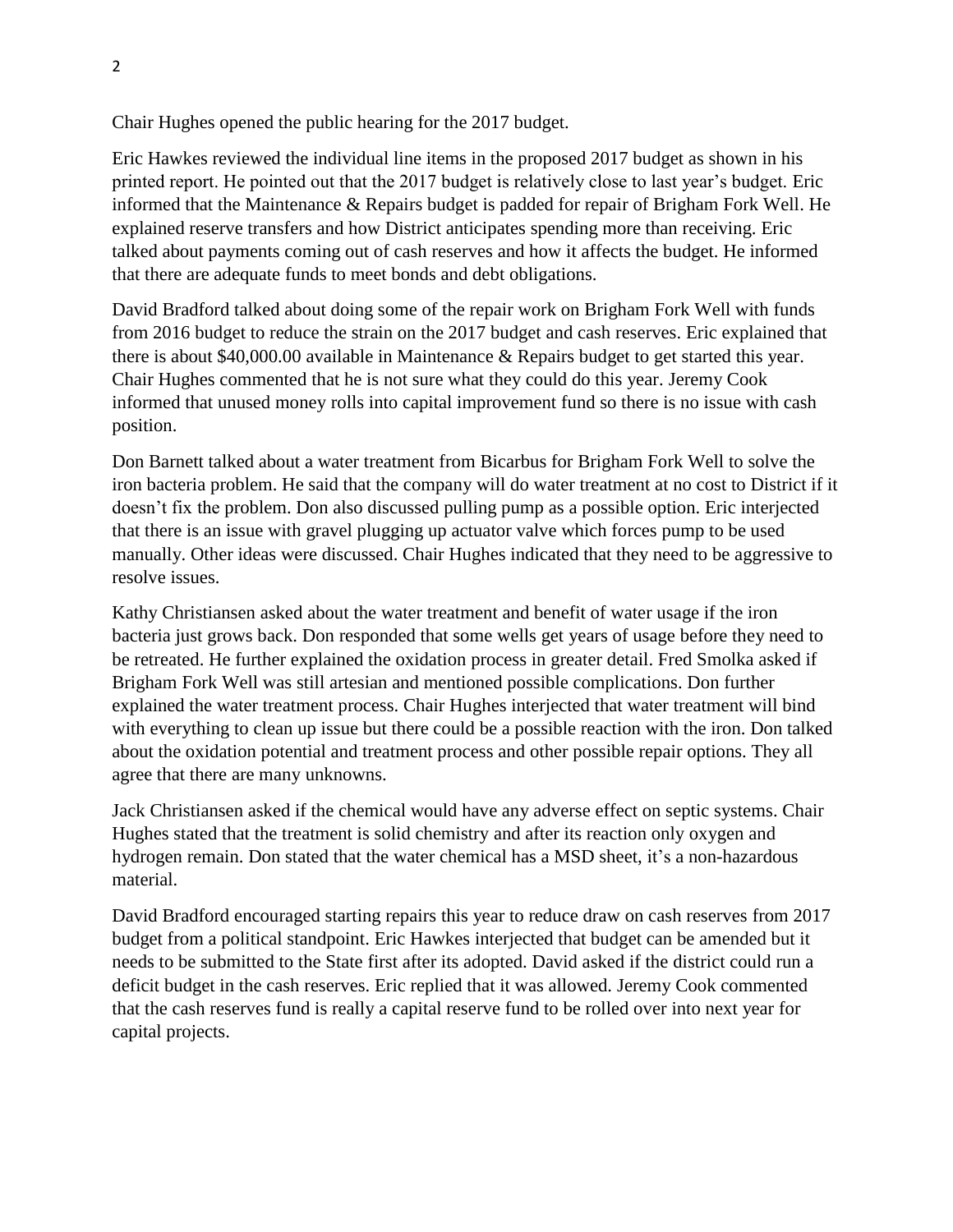Chair Hughes opened the public hearing for the 2017 budget.

Eric Hawkes reviewed the individual line items in the proposed 2017 budget as shown in his printed report. He pointed out that the 2017 budget is relatively close to last year's budget. Eric informed that the Maintenance & Repairs budget is padded for repair of Brigham Fork Well. He explained reserve transfers and how District anticipates spending more than receiving. Eric talked about payments coming out of cash reserves and how it affects the budget. He informed that there are adequate funds to meet bonds and debt obligations.

David Bradford talked about doing some of the repair work on Brigham Fork Well with funds from 2016 budget to reduce the strain on the 2017 budget and cash reserves. Eric explained that there is about $40,000.00 available in Maintenance & Repairs budget to get started this year. Chair Hughes commented that he is not sure what they could do this year. Jeremy Cook informed that unused money rolls into capital improvement fund so there is no issue with cash position.

Don Barnett talked about a water treatment from Bicarbus for Brigham Fork Well to solve the iron bacteria problem. He said that the company will do water treatment at no cost to District if it doesn't fix the problem. Don also discussed pulling pump as a possible option. Eric interjected that there is an issue with gravel plugging up actuator valve which forces pump to be used manually. Other ideas were discussed. Chair Hughes indicated that they need to be aggressive to resolve issues.

Kathy Christiansen asked about the water treatment and benefit of water usage if the iron bacteria just grows back. Don responded that some wells get years of usage before they need to be retreated. He further explained the oxidation process in greater detail. Fred Smolka asked if Brigham Fork Well was still artesian and mentioned possible complications. Don further explained the water treatment process. Chair Hughes interjected that water treatment will bind with everything to clean up issue but there could be a possible reaction with the iron. Don talked about the oxidation potential and treatment process and other possible repair options. They all agree that there are many unknowns.

Jack Christiansen asked if the chemical would have any adverse effect on septic systems. Chair Hughes stated that the treatment is solid chemistry and after its reaction only oxygen and hydrogen remain. Don stated that the water chemical has a MSD sheet, it's a non-hazardous material.

David Bradford encouraged starting repairs this year to reduce draw on cash reserves from 2017 budget from a political standpoint. Eric Hawkes interjected that budget can be amended but it needs to be submitted to the State first after its adopted. David asked if the district could run a deficit budget in the cash reserves. Eric replied that it was allowed. Jeremy Cook commented that the cash reserves fund is really a capital reserve fund to be rolled over into next year for capital projects.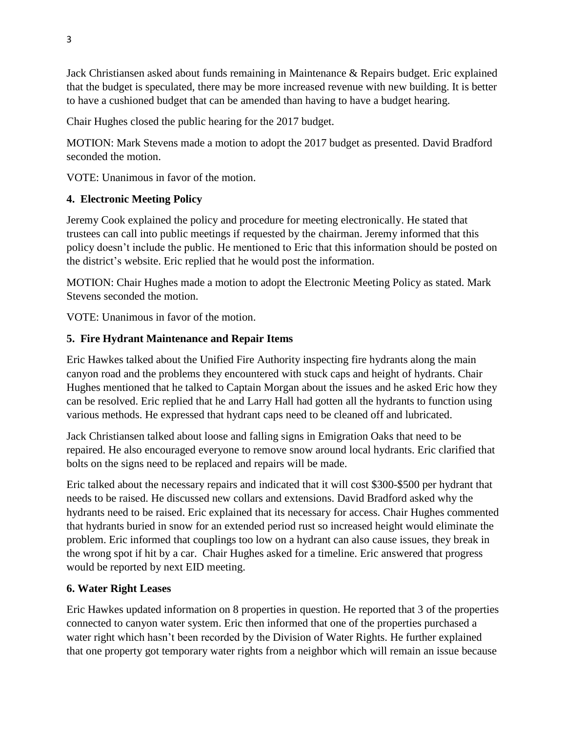Jack Christiansen asked about funds remaining in Maintenance & Repairs budget. Eric explained that the budget is speculated, there may be more increased revenue with new building. It is better to have a cushioned budget that can be amended than having to have a budget hearing.

Chair Hughes closed the public hearing for the 2017 budget.

MOTION: Mark Stevens made a motion to adopt the 2017 budget as presented. David Bradford seconded the motion.

VOTE: Unanimous in favor of the motion.

### 4. Electronic Meeting Policy

Jeremy Cook explained the policy and procedure for meeting electronically. He stated that trustees can call into public meetings if requested by the chairman. Jeremy informed that this policy doesn't include the public. He mentioned to Eric that this information should be posted on the district's website. Eric replied that he would post the information.

MOTION: Chair Hughes made a motion to adopt the Electronic Meeting Policy as stated. Mark Stevens seconded the motion.

VOTE: Unanimous in favor of the motion.

### 5. Fire Hydrant Maintenance and Repair Items

Eric Hawkes talked about the Unified Fire Authority inspecting fire hydrants along the main canyon road and the problems they encountered with stuck caps and height of hydrants. Chair Hughes mentioned that he talked to Captain Morgan about the issues and he asked Eric how they can be resolved. Eric replied that he and Larry Hall had gotten all the hydrants to function using various methods. He expressed that hydrant caps need to be cleaned off and lubricated.

Jack Christiansen talked about loose and falling signs in Emigration Oaks that need to be repaired. He also encouraged everyone to remove snow around local hydrants. Eric clarified that bolts on the signs need to be replaced and repairs will be made.

Eric talked about the necessary repairs and indicated that it will cost $300-$500 per hydrant that needs to be raised. He discussed new collars and extensions. David Bradford asked why the hydrants need to be raised. Eric explained that its necessary for access. Chair Hughes commented that hydrants buried in snow for an extended period rust so increased height would eliminate the problem. Eric informed that couplings too low on a hydrant can also cause issues, they break in the wrong spot if hit by a car. Chair Hughes asked for a timeline. Eric answered that progress would be reported by next EID meeting.

### 6. Water Right Leases

Eric Hawkes updated information on 8 properties in question. He reported that 3 of the properties connected to canyon water system. Eric then informed that one of the properties purchased a water right which hasn't been recorded by the Division of Water Rights. He further explained that one property got temporary water rights from a neighbor which will remain an issue because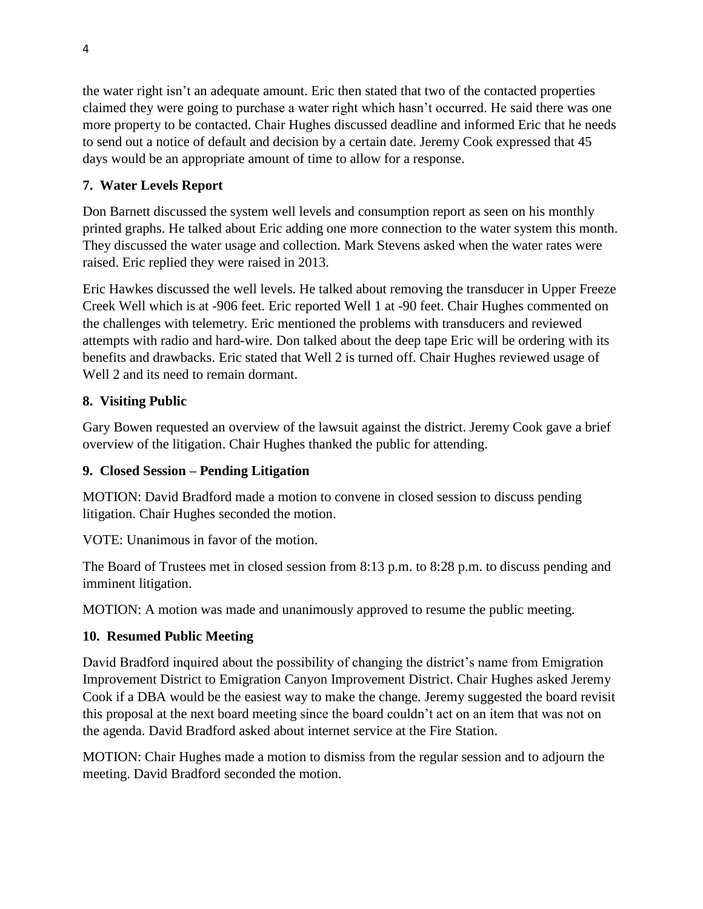the water right isn't an adequate amount. Eric then stated that two of the contacted properties claimed they were going to purchase a water right which hasn't occurred. He said there was one more property to be contacted. Chair Hughes discussed deadline and informed Eric that he needs to send out a notice of default and decision by a certain date. Jeremy Cook expressed that 45 days would be an appropriate amount of time to allow for a response.

**7. Water Levels Report**

Don Barnett discussed the system well levels and consumption report as seen on his monthly printed graphs. He talked about Eric adding one more connection to the water system this month. They discussed the water usage and collection. Mark Stevens asked when the water rates were raised. Eric replied they were raised in 2013.

Eric Hawkes discussed the well levels. He talked about removing the transducer in Upper Freeze Creek Well which is at -906 feet. Eric reported Well 1 at -90 feet. Chair Hughes commented on the challenges with telemetry. Eric mentioned the problems with transducers and reviewed attempts with radio and hard-wire. Don talked about the deep tape Eric will be ordering with its benefits and drawbacks. Eric stated that Well 2 is turned off. Chair Hughes reviewed usage of Well 2 and its need to remain dormant.

**8. Visiting Public**

Gary Bowen requested an overview of the lawsuit against the district. Jeremy Cook gave a brief overview of the litigation. Chair Hughes thanked the public for attending.

**9. Closed Session – Pending Litigation**

MOTION: David Bradford made a motion to convene in closed session to discuss pending litigation. Chair Hughes seconded the motion.

VOTE: Unanimous in favor of the motion.

The Board of Trustees met in closed session from 8:13 p.m. to 8:28 p.m. to discuss pending and imminent litigation.

MOTION: A motion was made and unanimously approved to resume the public meeting.

**10. Resumed Public Meeting**

David Bradford inquired about the possibility of changing the district's name from Emigration Improvement District to Emigration Canyon Improvement District. Chair Hughes asked Jeremy Cook if a DBA would be the easiest way to make the change. Jeremy suggested the board revisit this proposal at the next board meeting since the board couldn't act on an item that was not on the agenda. David Bradford asked about internet service at the Fire Station.

MOTION: Chair Hughes made a motion to dismiss from the regular session and to adjourn the meeting. David Bradford seconded the motion.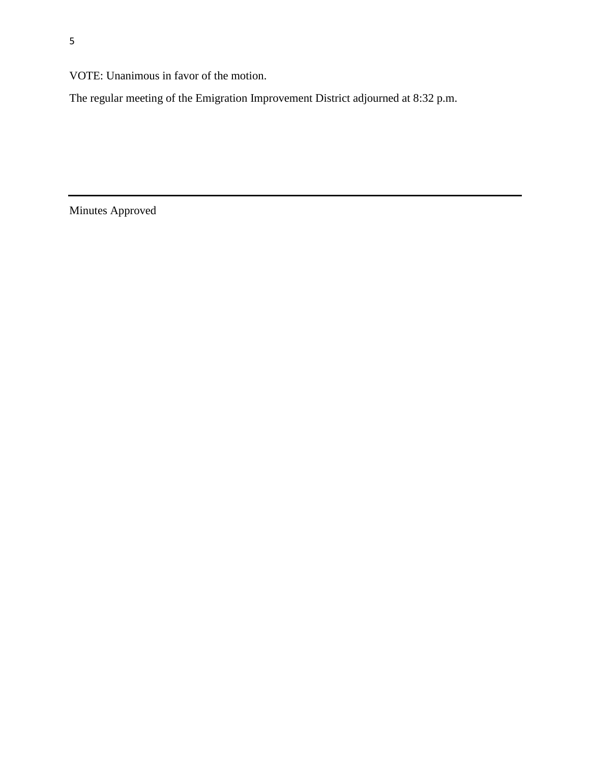VOTE: Unanimous in favor of the motion.

The regular meeting of the Emigration Improvement District adjourned at 8:32 p.m.

---

Minutes Approved